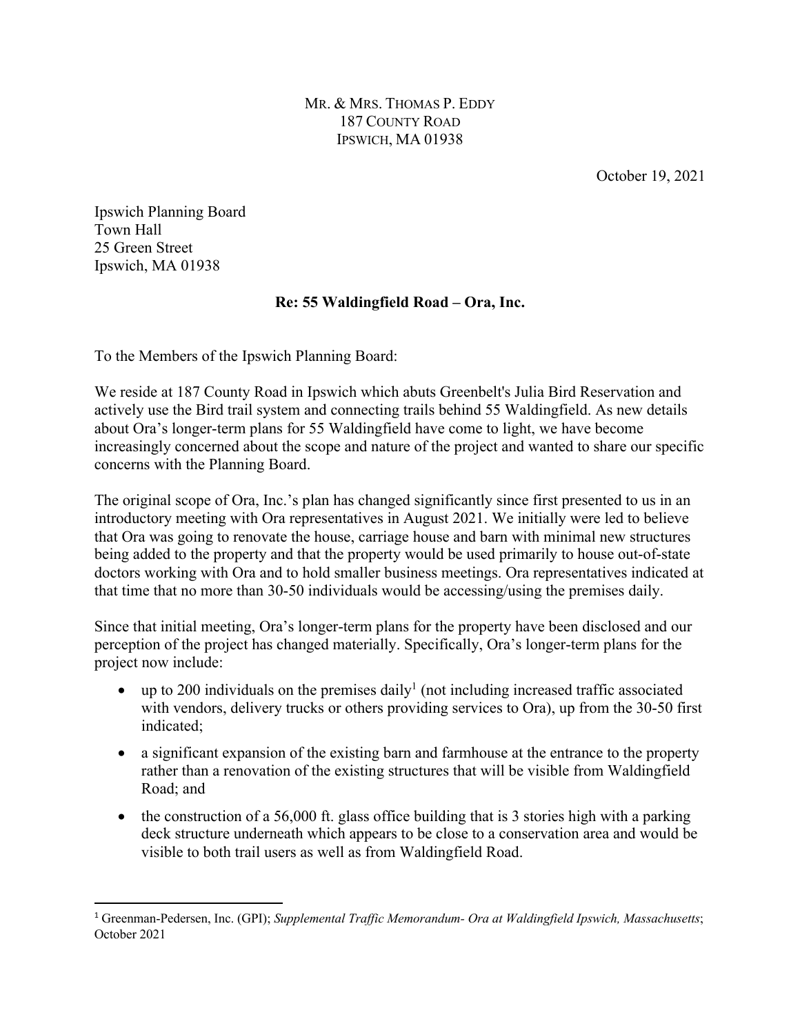MR. & MRS. THOMAS P. EDDY
187 COUNTY ROAD
IPSWICH, MA 01938

October 19, 2021

Ipswich Planning Board
Town Hall
25 Green Street
Ipswich, MA 01938

**Re: 55 Waldingfield Road – Ora, Inc.**

To the Members of the Ipswich Planning Board:

We reside at 187 County Road in Ipswich which abuts Greenbelt's Julia Bird Reservation and actively use the Bird trail system and connecting trails behind 55 Waldingfield. As new details about Ora's longer-term plans for 55 Waldingfield have come to light, we have become increasingly concerned about the scope and nature of the project and wanted to share our specific concerns with the Planning Board.

The original scope of Ora, Inc.'s plan has changed significantly since first presented to us in an introductory meeting with Ora representatives in August 2021. We initially were led to believe that Ora was going to renovate the house, carriage house and barn with minimal new structures being added to the property and that the property would be used primarily to house out-of-state doctors working with Ora and to hold smaller business meetings. Ora representatives indicated at that time that no more than 30-50 individuals would be accessing/using the premises daily.

Since that initial meeting, Ora's longer-term plans for the property have been disclosed and our perception of the project has changed materially. Specifically, Ora's longer-term plans for the project now include:

- up to 200 individuals on the premises daily[1] (not including increased traffic associated with vendors, delivery trucks or others providing services to Ora), up from the 30-50 first indicated;
- a significant expansion of the existing barn and farmhouse at the entrance to the property rather than a renovation of the existing structures that will be visible from Waldingfield Road; and
- the construction of a 56,000 ft. glass office building that is 3 stories high with a parking deck structure underneath which appears to be close to a conservation area and would be visible to both trail users as well as from Waldingfield Road.

[1] Greenman-Pedersen, Inc. (GPI); *Supplemental Traffic Memorandum- Ora at Waldingfield Ipswich, Massachusetts*; October 2021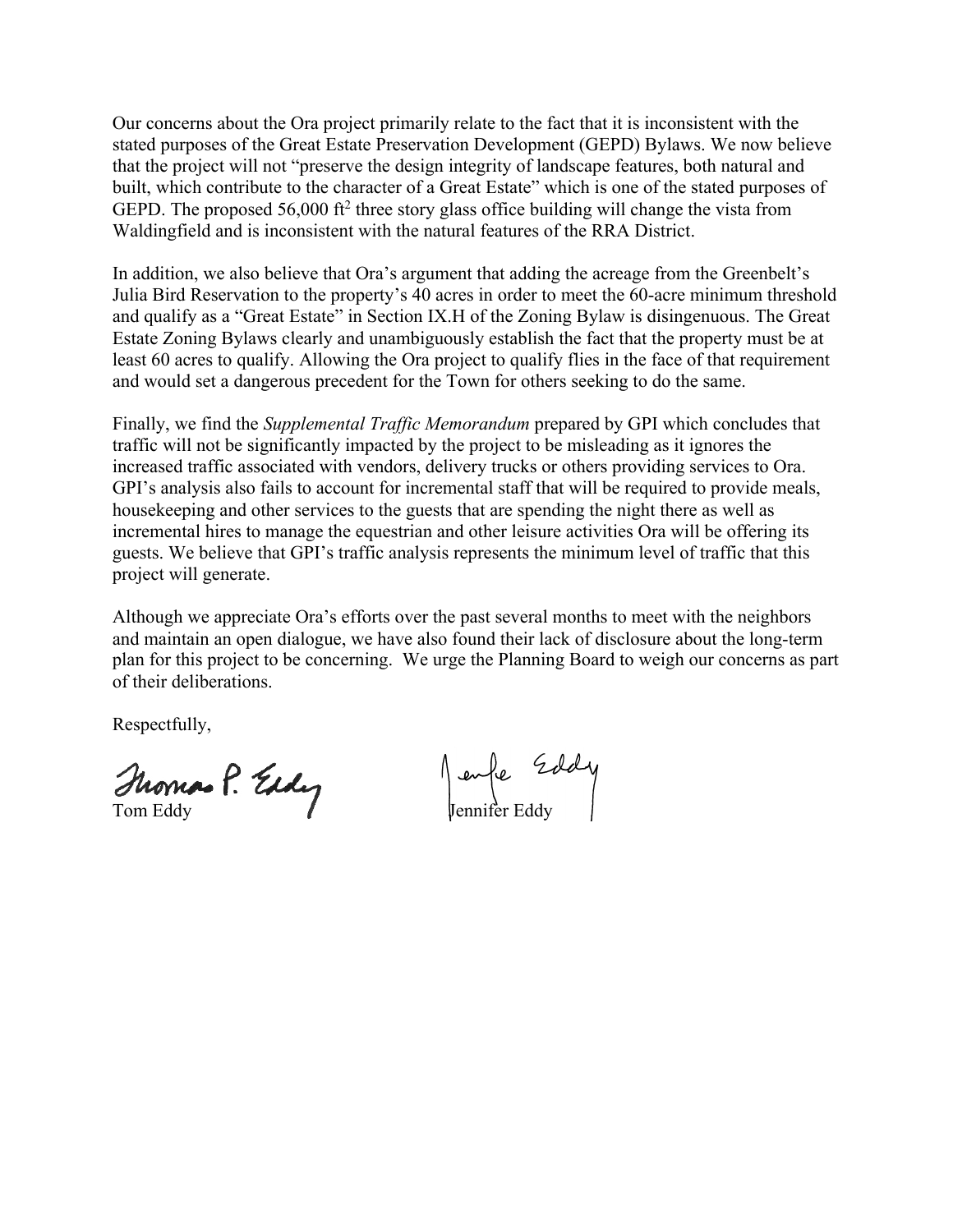Our concerns about the Ora project primarily relate to the fact that it is inconsistent with the stated purposes of the Great Estate Preservation Development (GEPD) Bylaws. We now believe that the project will not "preserve the design integrity of landscape features, both natural and built, which contribute to the character of a Great Estate" which is one of the stated purposes of GEPD. The proposed 56,000 $ft^2$ three story glass office building will change the vista from Waldingfield and is inconsistent with the natural features of the RRA District.

In addition, we also believe that Ora's argument that adding the acreage from the Greenbelt's Julia Bird Reservation to the property's 40 acres in order to meet the 60-acre minimum threshold and qualify as a "Great Estate" in Section IX.H of the Zoning Bylaw is disingenuous. The Great Estate Zoning Bylaws clearly and unambiguously establish the fact that the property must be at least 60 acres to qualify. Allowing the Ora project to qualify flies in the face of that requirement and would set a dangerous precedent for the Town for others seeking to do the same.

Finally, we find the *Supplemental Traffic Memorandum* prepared by GPI which concludes that traffic will not be significantly impacted by the project to be misleading as it ignores the increased traffic associated with vendors, delivery trucks or others providing services to Ora. GPI's analysis also fails to account for incremental staff that will be required to provide meals, housekeeping and other services to the guests that are spending the night there as well as incremental hires to manage the equestrian and other leisure activities Ora will be offering its guests. We believe that GPI's traffic analysis represents the minimum level of traffic that this project will generate.

Although we appreciate Ora's efforts over the past several months to meet with the neighbors and maintain an open dialogue, we have also found their lack of disclosure about the long-term plan for this project to be concerning. We urge the Planning Board to weigh our concerns as part of their deliberations.

Respectfully,

Thomas P. Eddy
Tom Eddy

Jennifer Eddy
Jennifer Eddy